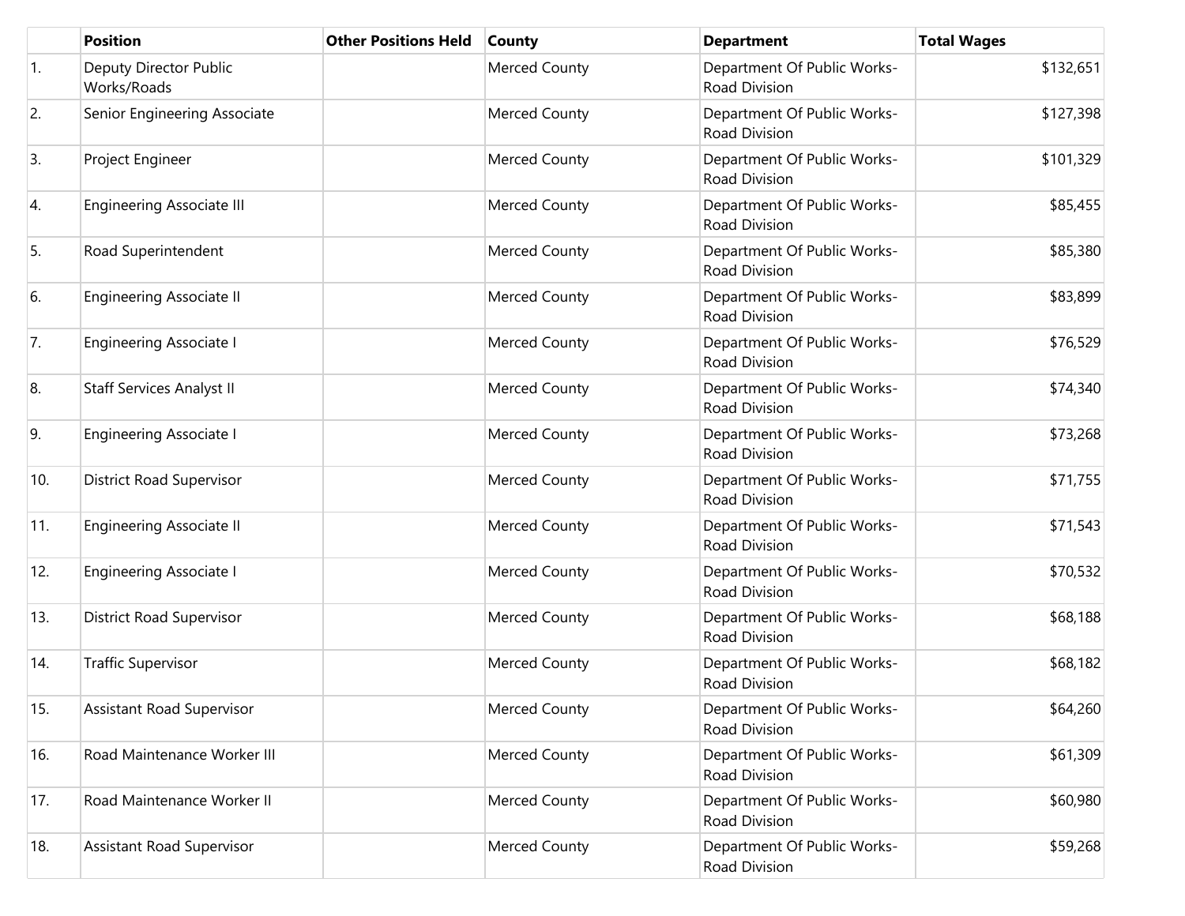| | Position | Other Positions Held | County | Department | Total Wages |
|---|---|---|---|---|---|
| 1. | Deputy Director Public Works/Roads | | Merced County | Department Of Public Works-Road Division | $132,651 |
| 2. | Senior Engineering Associate | | Merced County | Department Of Public Works-Road Division | $127,398 |
| 3. | Project Engineer | | Merced County | Department Of Public Works-Road Division | $101,329 |
| 4. | Engineering Associate III | | Merced County | Department Of Public Works-Road Division | $85,455 |
| 5. | Road Superintendent | | Merced County | Department Of Public Works-Road Division | $85,380 |
| 6. | Engineering Associate II | | Merced County | Department Of Public Works-Road Division | $83,899 |
| 7. | Engineering Associate I | | Merced County | Department Of Public Works-Road Division | $76,529 |
| 8. | Staff Services Analyst II | | Merced County | Department Of Public Works-Road Division | $74,340 |
| 9. | Engineering Associate I | | Merced County | Department Of Public Works-Road Division | $73,268 |
| 10. | District Road Supervisor | | Merced County | Department Of Public Works-Road Division | $71,755 |
| 11. | Engineering Associate II | | Merced County | Department Of Public Works-Road Division | $71,543 |
| 12. | Engineering Associate I | | Merced County | Department Of Public Works-Road Division | $70,532 |
| 13. | District Road Supervisor | | Merced County | Department Of Public Works-Road Division | $68,188 |
| 14. | Traffic Supervisor | | Merced County | Department Of Public Works-Road Division | $68,182 |
| 15. | Assistant Road Supervisor | | Merced County | Department Of Public Works-Road Division | $64,260 |
| 16. | Road Maintenance Worker III | | Merced County | Department Of Public Works-Road Division | $61,309 |
| 17. | Road Maintenance Worker II | | Merced County | Department Of Public Works-Road Division | $60,980 |
| 18. | Assistant Road Supervisor | | Merced County | Department Of Public Works-Road Division | $59,268 |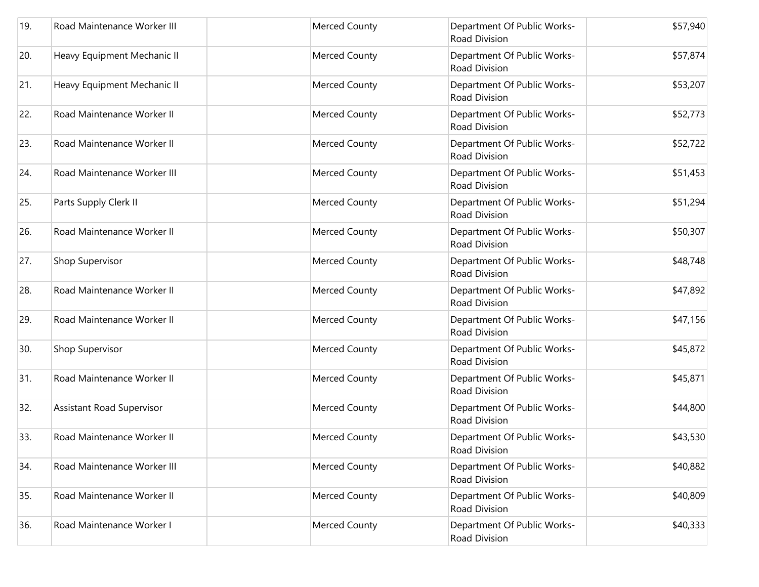| | | | | | |
|---|---|---|---|---|---|
| 19. | Road Maintenance Worker III | | Merced County | Department Of Public Works-Road Division | $57,940 |
| 20. | Heavy Equipment Mechanic II | | Merced County | Department Of Public Works-Road Division | $57,874 |
| 21. | Heavy Equipment Mechanic II | | Merced County | Department Of Public Works-Road Division | $53,207 |
| 22. | Road Maintenance Worker II | | Merced County | Department Of Public Works-Road Division | $52,773 |
| 23. | Road Maintenance Worker II | | Merced County | Department Of Public Works-Road Division | $52,722 |
| 24. | Road Maintenance Worker III | | Merced County | Department Of Public Works-Road Division | $51,453 |
| 25. | Parts Supply Clerk II | | Merced County | Department Of Public Works-Road Division | $51,294 |
| 26. | Road Maintenance Worker II | | Merced County | Department Of Public Works-Road Division | $50,307 |
| 27. | Shop Supervisor | | Merced County | Department Of Public Works-Road Division | $48,748 |
| 28. | Road Maintenance Worker II | | Merced County | Department Of Public Works-Road Division | $47,892 |
| 29. | Road Maintenance Worker II | | Merced County | Department Of Public Works-Road Division | $47,156 |
| 30. | Shop Supervisor | | Merced County | Department Of Public Works-Road Division | $45,872 |
| 31. | Road Maintenance Worker II | | Merced County | Department Of Public Works-Road Division | $45,871 |
| 32. | Assistant Road Supervisor | | Merced County | Department Of Public Works-Road Division | $44,800 |
| 33. | Road Maintenance Worker II | | Merced County | Department Of Public Works-Road Division | $43,530 |
| 34. | Road Maintenance Worker III | | Merced County | Department Of Public Works-Road Division | $40,882 |
| 35. | Road Maintenance Worker II | | Merced County | Department Of Public Works-Road Division | $40,809 |
| 36. | Road Maintenance Worker I | | Merced County | Department Of Public Works-Road Division | $40,333 |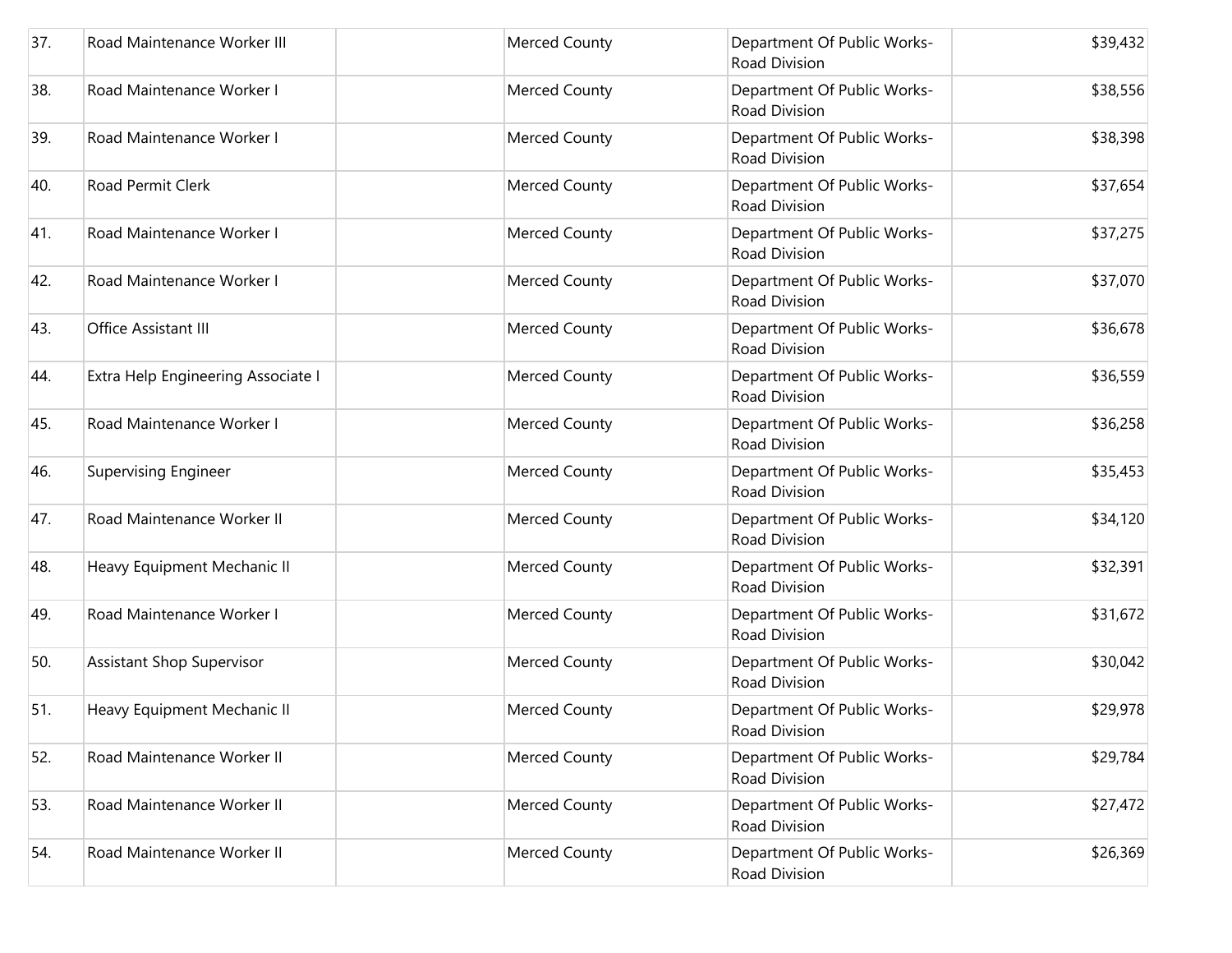| | | | | | |
|---|---|---|---|---|---|
| 37. | Road Maintenance Worker III | | Merced County | Department Of Public Works-Road Division | $39,432 |
| 38. | Road Maintenance Worker I | | Merced County | Department Of Public Works-Road Division | $38,556 |
| 39. | Road Maintenance Worker I | | Merced County | Department Of Public Works-Road Division | $38,398 |
| 40. | Road Permit Clerk | | Merced County | Department Of Public Works-Road Division | $37,654 |
| 41. | Road Maintenance Worker I | | Merced County | Department Of Public Works-Road Division | $37,275 |
| 42. | Road Maintenance Worker I | | Merced County | Department Of Public Works-Road Division | $37,070 |
| 43. | Office Assistant III | | Merced County | Department Of Public Works-Road Division | $36,678 |
| 44. | Extra Help Engineering Associate I | | Merced County | Department Of Public Works-Road Division | $36,559 |
| 45. | Road Maintenance Worker I | | Merced County | Department Of Public Works-Road Division | $36,258 |
| 46. | Supervising Engineer | | Merced County | Department Of Public Works-Road Division | $35,453 |
| 47. | Road Maintenance Worker II | | Merced County | Department Of Public Works-Road Division | $34,120 |
| 48. | Heavy Equipment Mechanic II | | Merced County | Department Of Public Works-Road Division | $32,391 |
| 49. | Road Maintenance Worker I | | Merced County | Department Of Public Works-Road Division | $31,672 |
| 50. | Assistant Shop Supervisor | | Merced County | Department Of Public Works-Road Division | $30,042 |
| 51. | Heavy Equipment Mechanic II | | Merced County | Department Of Public Works-Road Division | $29,978 |
| 52. | Road Maintenance Worker II | | Merced County | Department Of Public Works-Road Division | $29,784 |
| 53. | Road Maintenance Worker II | | Merced County | Department Of Public Works-Road Division | $27,472 |
| 54. | Road Maintenance Worker II | | Merced County | Department Of Public Works-Road Division | $26,369 |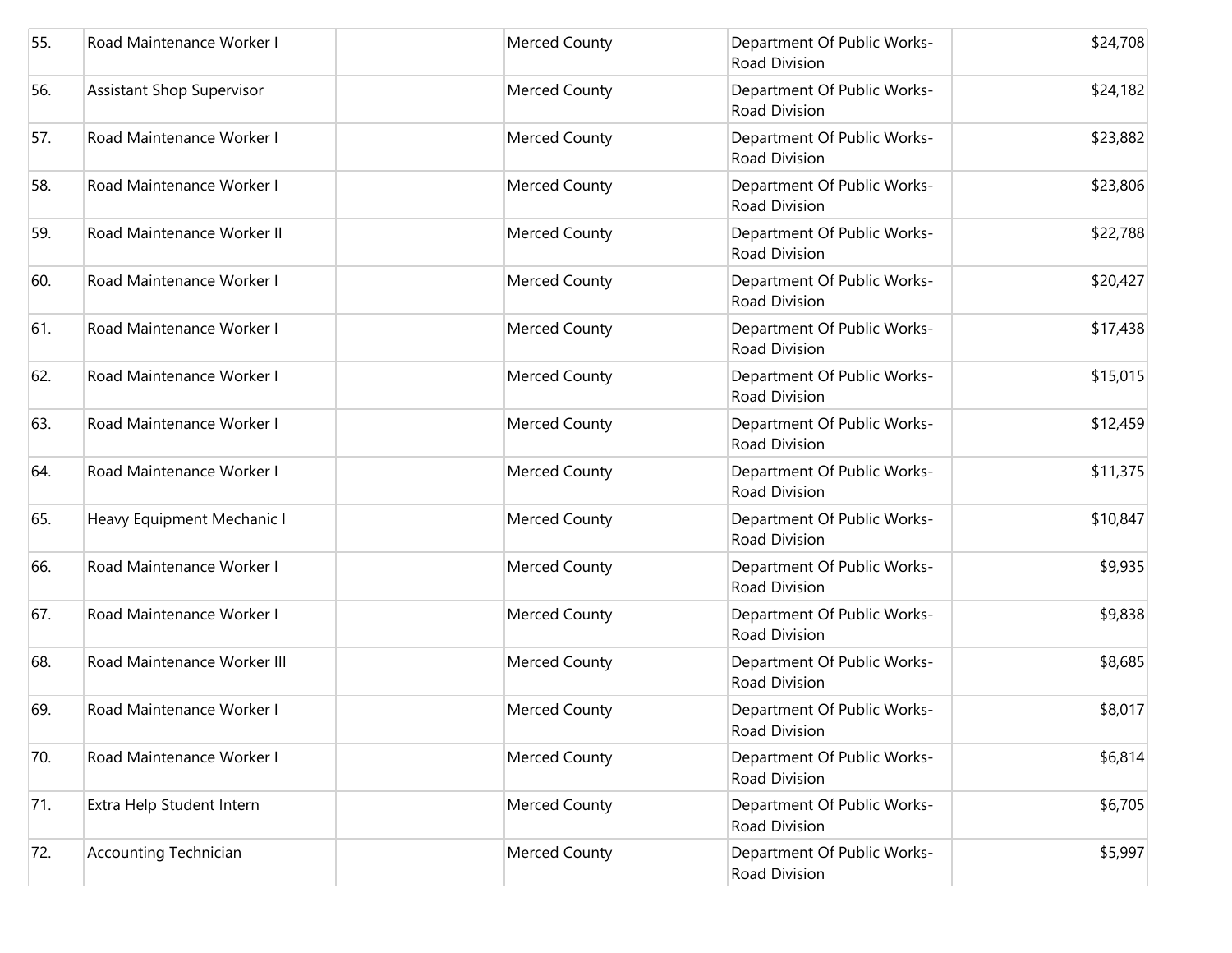| | | | | | |
|---|---|---|---|---|---|
| 55. | Road Maintenance Worker I | | Merced County | Department Of Public Works-Road Division | $24,708 |
| 56. | Assistant Shop Supervisor | | Merced County | Department Of Public Works-Road Division | $24,182 |
| 57. | Road Maintenance Worker I | | Merced County | Department Of Public Works-Road Division | $23,882 |
| 58. | Road Maintenance Worker I | | Merced County | Department Of Public Works-Road Division | $23,806 |
| 59. | Road Maintenance Worker II | | Merced County | Department Of Public Works-Road Division | $22,788 |
| 60. | Road Maintenance Worker I | | Merced County | Department Of Public Works-Road Division | $20,427 |
| 61. | Road Maintenance Worker I | | Merced County | Department Of Public Works-Road Division | $17,438 |
| 62. | Road Maintenance Worker I | | Merced County | Department Of Public Works-Road Division | $15,015 |
| 63. | Road Maintenance Worker I | | Merced County | Department Of Public Works-Road Division | $12,459 |
| 64. | Road Maintenance Worker I | | Merced County | Department Of Public Works-Road Division | $11,375 |
| 65. | Heavy Equipment Mechanic I | | Merced County | Department Of Public Works-Road Division | $10,847 |
| 66. | Road Maintenance Worker I | | Merced County | Department Of Public Works-Road Division | $9,935 |
| 67. | Road Maintenance Worker I | | Merced County | Department Of Public Works-Road Division | $9,838 |
| 68. | Road Maintenance Worker III | | Merced County | Department Of Public Works-Road Division | $8,685 |
| 69. | Road Maintenance Worker I | | Merced County | Department Of Public Works-Road Division | $8,017 |
| 70. | Road Maintenance Worker I | | Merced County | Department Of Public Works-Road Division | $6,814 |
| 71. | Extra Help Student Intern | | Merced County | Department Of Public Works-Road Division | $6,705 |
| 72. | Accounting Technician | | Merced County | Department Of Public Works-Road Division | $5,997 |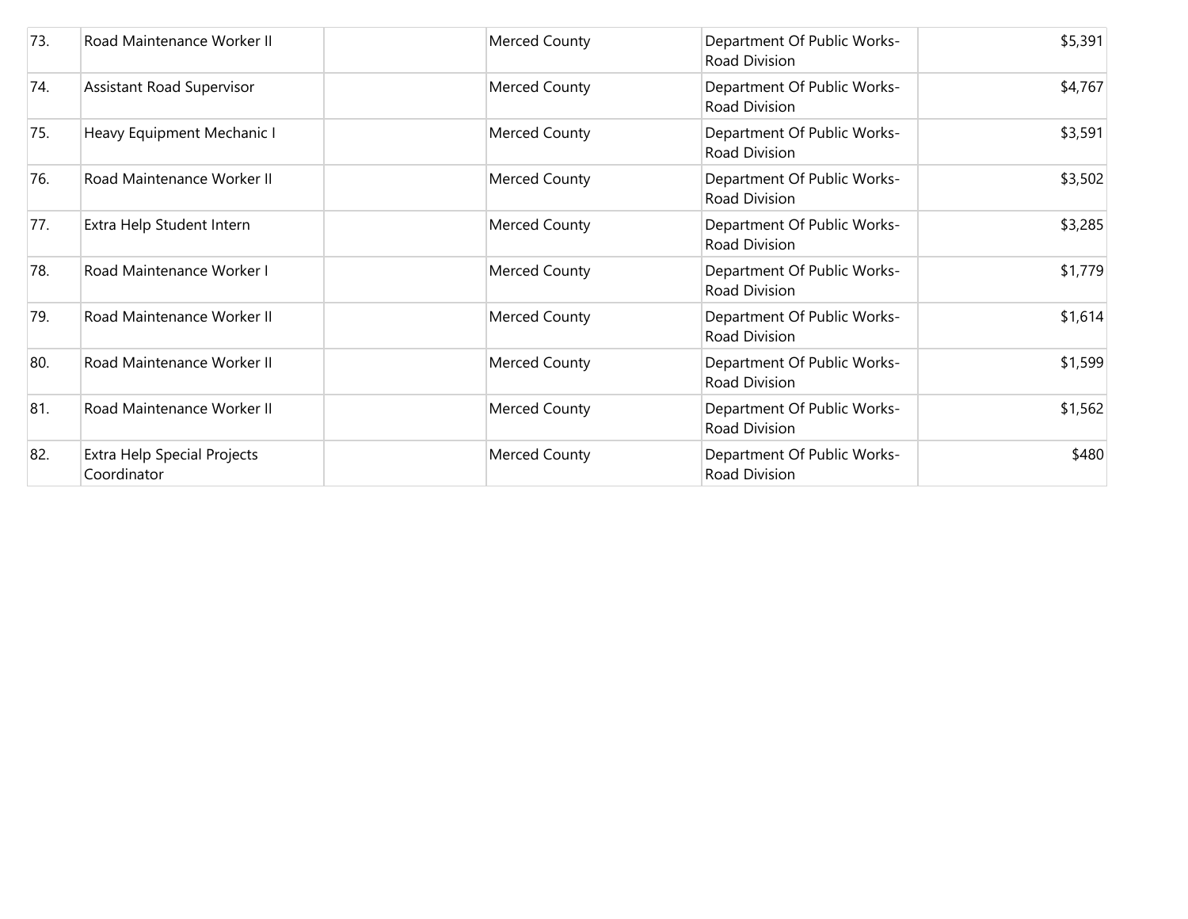| | | | | | |
|---|---|---|---|---|---|
| 73. | Road Maintenance Worker II | | Merced County | Department Of Public Works-Road Division | $5,391 |
| 74. | Assistant Road Supervisor | | Merced County | Department Of Public Works-Road Division | $4,767 |
| 75. | Heavy Equipment Mechanic I | | Merced County | Department Of Public Works-Road Division | $3,591 |
| 76. | Road Maintenance Worker II | | Merced County | Department Of Public Works-Road Division | $3,502 |
| 77. | Extra Help Student Intern | | Merced County | Department Of Public Works-Road Division | $3,285 |
| 78. | Road Maintenance Worker I | | Merced County | Department Of Public Works-Road Division | $1,779 |
| 79. | Road Maintenance Worker II | | Merced County | Department Of Public Works-Road Division | $1,614 |
| 80. | Road Maintenance Worker II | | Merced County | Department Of Public Works-Road Division | $1,599 |
| 81. | Road Maintenance Worker II | | Merced County | Department Of Public Works-Road Division | $1,562 |
| 82. | Extra Help Special Projects Coordinator | | Merced County | Department Of Public Works-Road Division | $480 |